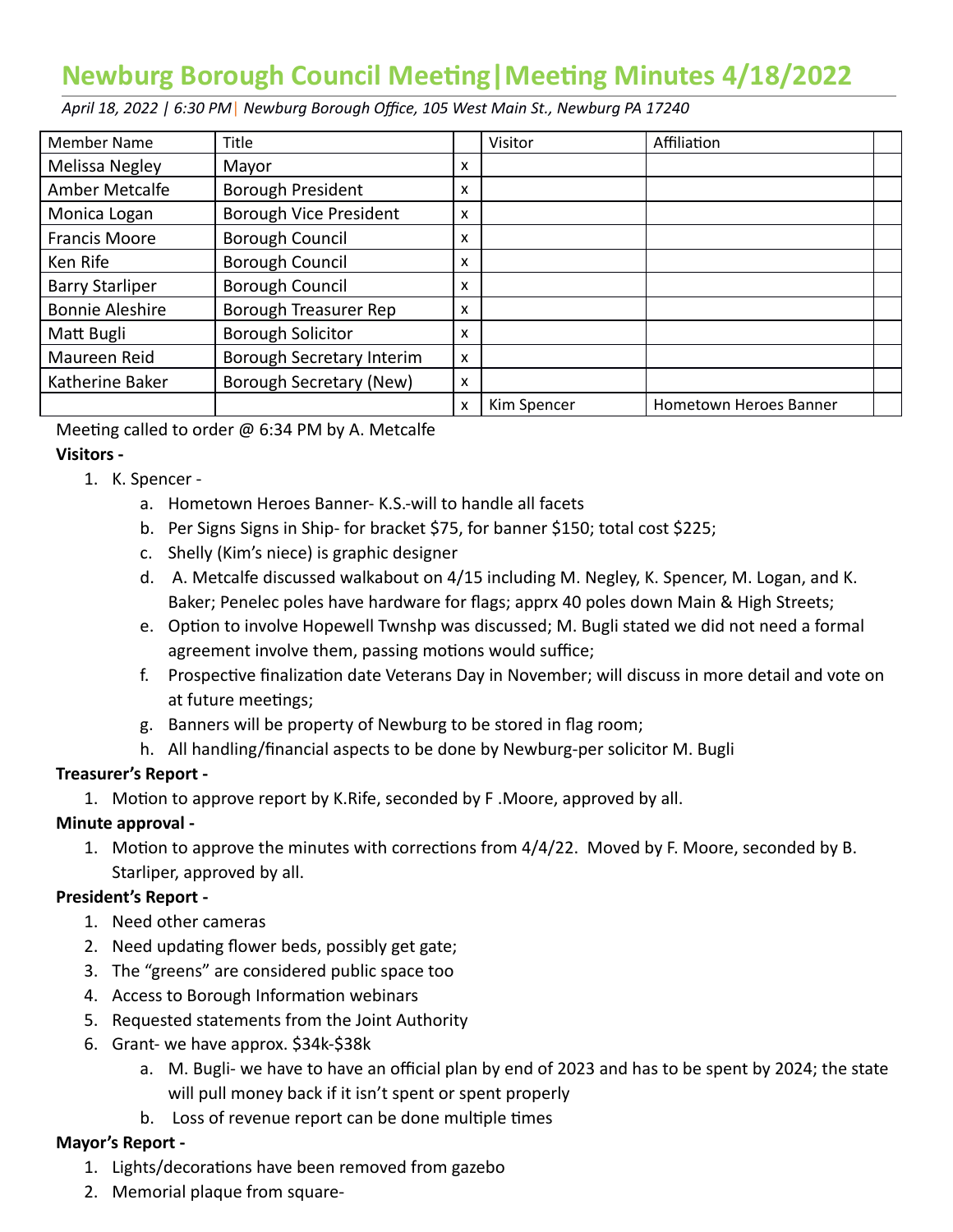# Newburg Borough Council Meeting|Meeting Minutes 4/18/2022

*April 18, 2022 | 6:30 PM| Newburg Borough Office, 105 West Main St., Newburg PA 17240*

| Member Name | Title | | Visitor | Affiliation | |
|---|---|---|---|---|---|
| Melissa Negley | Mayor | x | | | |
| Amber Metcalfe | Borough President | x | | | |
| Monica Logan | Borough Vice President | x | | | |
| Francis Moore | Borough Council | x | | | |
| Ken Rife | Borough Council | x | | | |
| Barry Starliper | Borough Council | x | | | |
| Bonnie Aleshire | Borough Treasurer Rep | x | | | |
| Matt Bugli | Borough Solicitor | x | | | |
| Maureen Reid | Borough Secretary Interim | x | | | |
| Katherine Baker | Borough Secretary (New) | x | | | |
| | | x | Kim Spencer | Hometown Heroes Banner | |

Meeting called to order @ 6:34 PM by A. Metcalfe

**Visitors -**

1. K. Spencer -
   a. Hometown Heroes Banner- K.S.-will to handle all facets
   b. Per Signs Signs in Ship- for bracket $75, for banner $150; total cost $225;
   c. Shelly (Kim's niece) is graphic designer
   d. A. Metcalfe discussed walkabout on 4/15 including M. Negley, K. Spencer, M. Logan, and K. Baker; Penelec poles have hardware for flags; apprx 40 poles down Main & High Streets;
   e. Option to involve Hopewell Twnshp was discussed; M. Bugli stated we did not need a formal agreement involve them, passing motions would suffice;
   f. Prospective finalization date Veterans Day in November; will discuss in more detail and vote on at future meetings;
   g. Banners will be property of Newburg to be stored in flag room;
   h. All handling/financial aspects to be done by Newburg-per solicitor M. Bugli

**Treasurer's Report -**

1. Motion to approve report by K.Rife, seconded by F .Moore, approved by all.

**Minute approval -**

1. Motion to approve the minutes with corrections from 4/4/22. Moved by F. Moore, seconded by B. Starliper, approved by all.

**President's Report -**

1. Need other cameras
2. Need updating flower beds, possibly get gate;
3. The "greens" are considered public space too
4. Access to Borough Information webinars
5. Requested statements from the Joint Authority
6. Grant- we have approx. $34k-$38k
   a. M. Bugli- we have to have an official plan by end of 2023 and has to be spent by 2024; the state will pull money back if it isn't spent or spent properly
   b. Loss of revenue report can be done multiple times

**Mayor's Report -**

1. Lights/decorations have been removed from gazebo
2. Memorial plaque from square-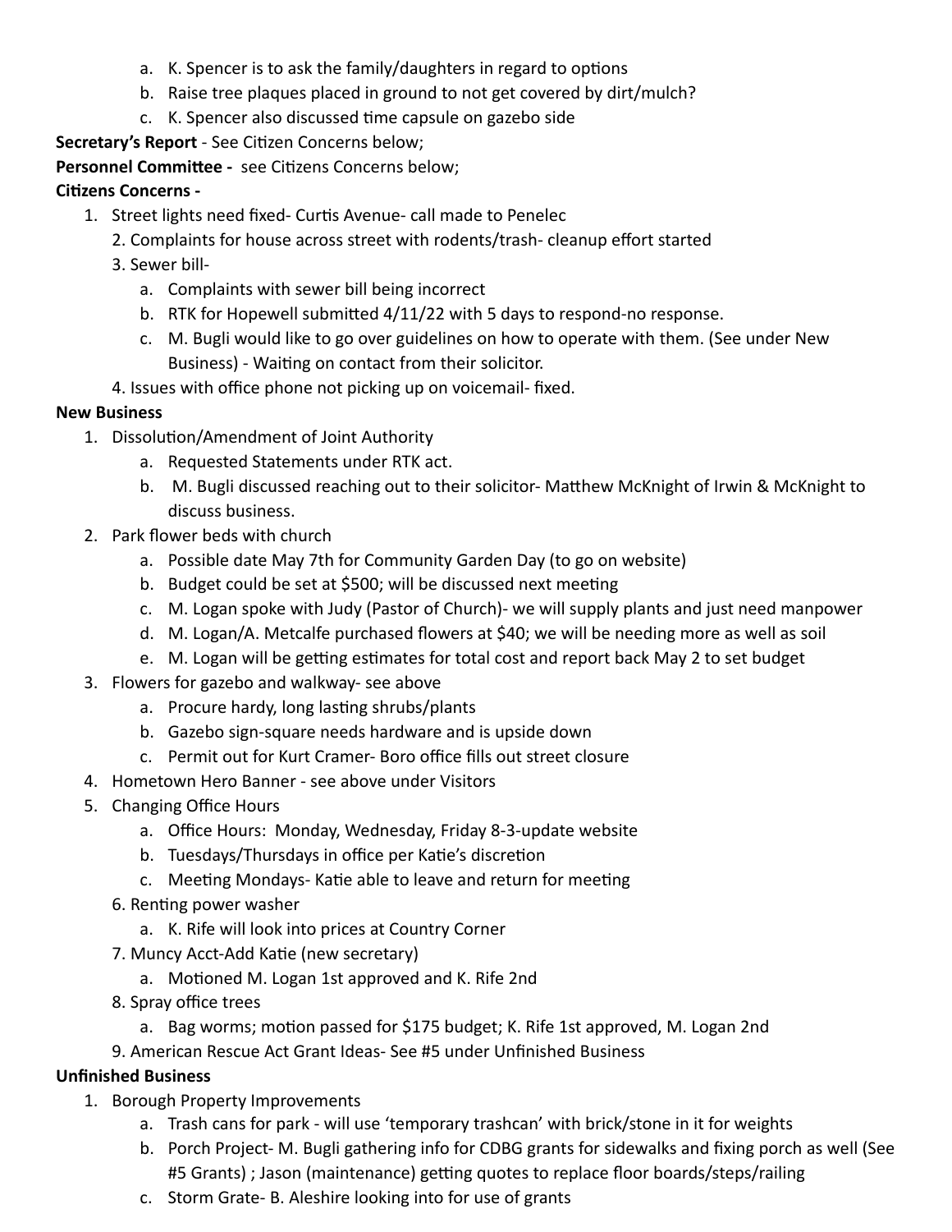a. K. Spencer is to ask the family/daughters in regard to options
b. Raise tree plaques placed in ground to not get covered by dirt/mulch?
c. K. Spencer also discussed time capsule on gazebo side

**Secretary's Report** - See Citizen Concerns below;

**Personnel Committee -** see Citizens Concerns below;

**Citizens Concerns -**

1. Street lights need fixed- Curtis Avenue- call made to Penelec
2. Complaints for house across street with rodents/trash- cleanup effort started
3. Sewer bill-
   a. Complaints with sewer bill being incorrect
   b. RTK for Hopewell submitted 4/11/22 with 5 days to respond-no response.
   c. M. Bugli would like to go over guidelines on how to operate with them. (See under New Business) - Waiting on contact from their solicitor.
4. Issues with office phone not picking up on voicemail- fixed.

**New Business**

1. Dissolution/Amendment of Joint Authority
   a. Requested Statements under RTK act.
   b. M. Bugli discussed reaching out to their solicitor- Matthew McKnight of Irwin & McKnight to discuss business.
2. Park flower beds with church
   a. Possible date May 7th for Community Garden Day (to go on website)
   b. Budget could be set at $500; will be discussed next meeting
   c. M. Logan spoke with Judy (Pastor of Church)- we will supply plants and just need manpower
   d. M. Logan/A. Metcalfe purchased flowers at $40; we will be needing more as well as soil
   e. M. Logan will be getting estimates for total cost and report back May 2 to set budget
3. Flowers for gazebo and walkway- see above
   a. Procure hardy, long lasting shrubs/plants
   b. Gazebo sign-square needs hardware and is upside down
   c. Permit out for Kurt Cramer- Boro office fills out street closure
4. Hometown Hero Banner - see above under Visitors
5. Changing Office Hours
   a. Office Hours: Monday, Wednesday, Friday 8-3-update website
   b. Tuesdays/Thursdays in office per Katie's discretion
   c. Meeting Mondays- Katie able to leave and return for meeting
6. Renting power washer
   a. K. Rife will look into prices at Country Corner
7. Muncy Acct-Add Katie (new secretary)
   a. Motioned M. Logan 1st approved and K. Rife 2nd
8. Spray office trees
   a. Bag worms; motion passed for $175 budget; K. Rife 1st approved, M. Logan 2nd
9. American Rescue Act Grant Ideas- See #5 under Unfinished Business

**Unfinished Business**

1. Borough Property Improvements
   a. Trash cans for park - will use 'temporary trashcan' with brick/stone in it for weights
   b. Porch Project- M. Bugli gathering info for CDBG grants for sidewalks and fixing porch as well (See #5 Grants) ; Jason (maintenance) getting quotes to replace floor boards/steps/railing
   c. Storm Grate- B. Aleshire looking into for use of grants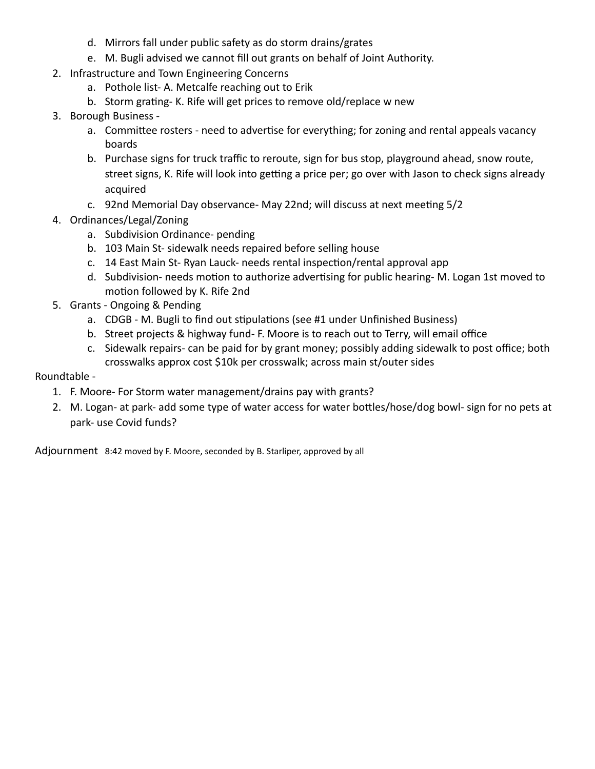d. Mirrors fall under public safety as do storm drains/grates
   e. M. Bugli advised we cannot fill out grants on behalf of Joint Authority.

2. Infrastructure and Town Engineering Concerns
   a. Pothole list- A. Metcalfe reaching out to Erik
   b. Storm grating- K. Rife will get prices to remove old/replace w new
3. Borough Business -
   a. Committee rosters - need to advertise for everything; for zoning and rental appeals vacancy boards
   b. Purchase signs for truck traffic to reroute, sign for bus stop, playground ahead, snow route, street signs, K. Rife will look into getting a price per; go over with Jason to check signs already acquired
   c. 92nd Memorial Day observance- May 22nd; will discuss at next meeting 5/2
4. Ordinances/Legal/Zoning
   a. Subdivision Ordinance- pending
   b. 103 Main St- sidewalk needs repaired before selling house
   c. 14 East Main St- Ryan Lauck- needs rental inspection/rental approval app
   d. Subdivision- needs motion to authorize advertising for public hearing- M. Logan 1st moved to motion followed by K. Rife 2nd
5. Grants - Ongoing & Pending
   a. CDGB - M. Bugli to find out stipulations (see #1 under Unfinished Business)
   b. Street projects & highway fund- F. Moore is to reach out to Terry, will email office
   c. Sidewalk repairs- can be paid for by grant money; possibly adding sidewalk to post office; both crosswalks approx cost $10k per crosswalk; across main st/outer sides

Roundtable -

1. F. Moore- For Storm water management/drains pay with grants?
2. M. Logan- at park- add some type of water access for water bottles/hose/dog bowl- sign for no pets at park- use Covid funds?

Adjournment 8:42 moved by F. Moore, seconded by B. Starliper, approved by all